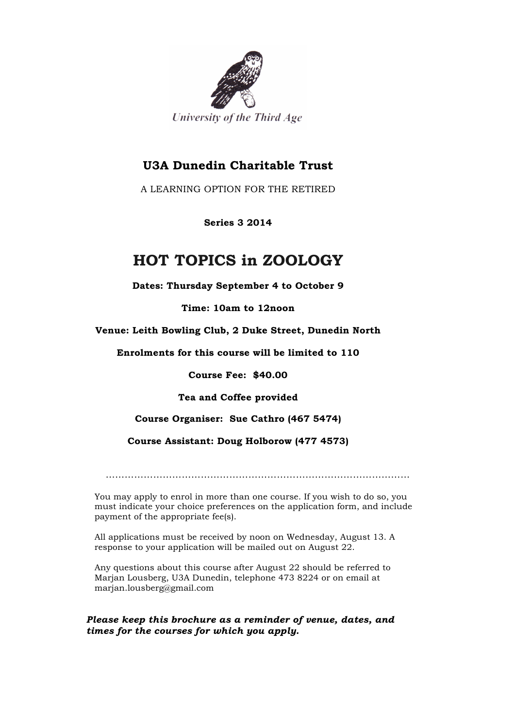University of the Third Age

## U3A Dunedin Charitable Trust

A LEARNING OPTION FOR THE RETIRED

**Series 3 2014**

# HOT TOPICS in ZOOLOGY

**Dates: Thursday September 4 to October 9**

**Time: 10am to 12noon**

**Venue: Leith Bowling Club, 2 Duke Street, Dunedin North**

**Enrolments for this course will be limited to 110**

**Course Fee: $40.00**

**Tea and Coffee provided**

**Course Organiser: Sue Cathro (467 5474)**

**Course Assistant: Doug Holborow (477 4573)**

…………………………………………………………………………………

You may apply to enrol in more than one course. If you wish to do so, you must indicate your choice preferences on the application form, and include payment of the appropriate fee(s).

All applications must be received by noon on Wednesday, August 13. A response to your application will be mailed out on August 22.

Any questions about this course after August 22 should be referred to Marjan Lousberg, U3A Dunedin, telephone 473 8224 or on email at marjan.lousberg@gmail.com

***Please keep this brochure as a reminder of venue, dates, and times for the courses for which you apply.***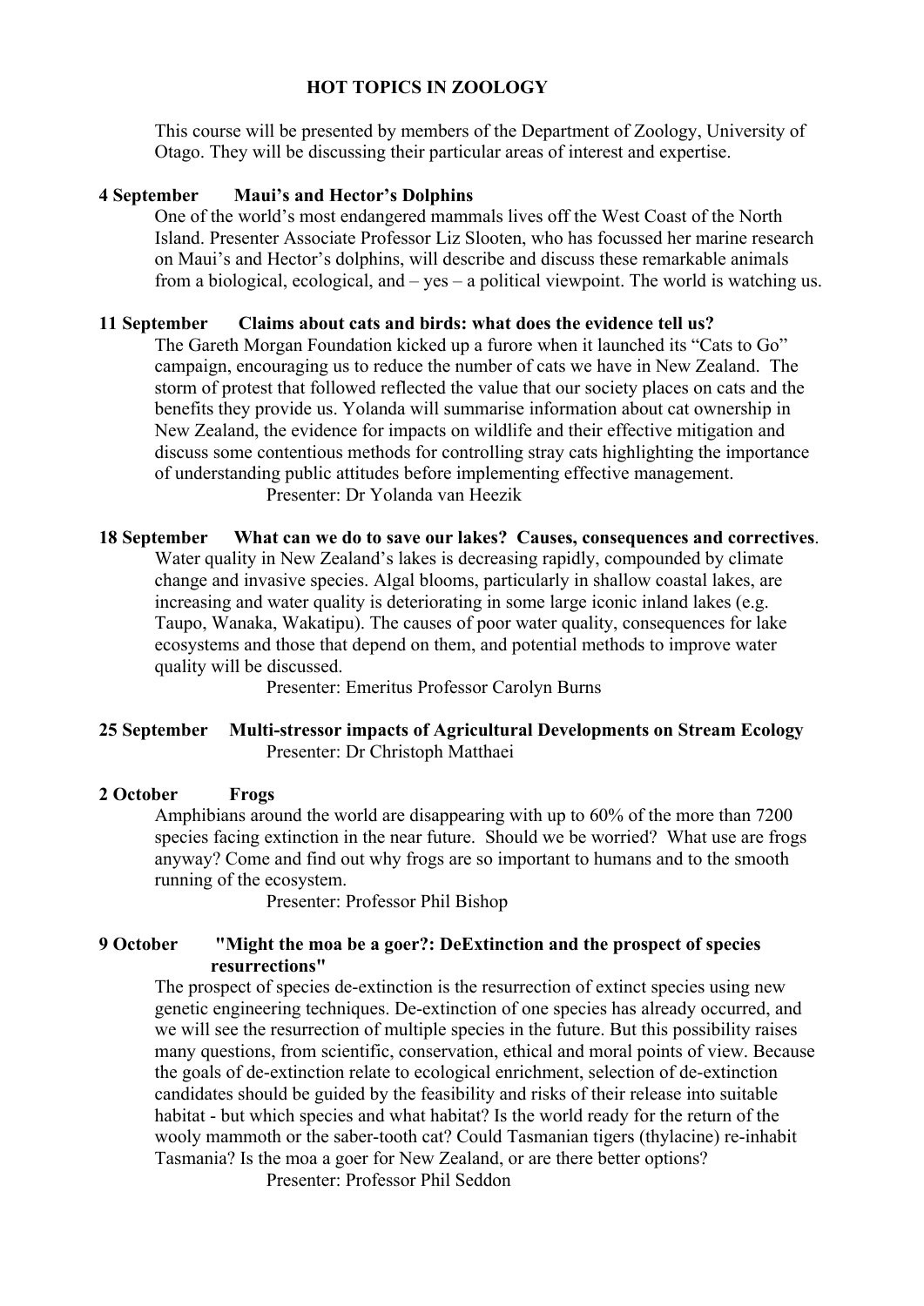# HOT TOPICS IN ZOOLOGY

This course will be presented by members of the Department of Zoology, University of Otago. They will be discussing their particular areas of interest and expertise.

**4 September Maui's and Hector's Dolphins**

One of the world's most endangered mammals lives off the West Coast of the North Island. Presenter Associate Professor Liz Slooten, who has focussed her marine research on Maui's and Hector's dolphins, will describe and discuss these remarkable animals from a biological, ecological, and – yes – a political viewpoint. The world is watching us.

**11 September Claims about cats and birds: what does the evidence tell us?**

The Gareth Morgan Foundation kicked up a furore when it launched its "Cats to Go" campaign, encouraging us to reduce the number of cats we have in New Zealand. The storm of protest that followed reflected the value that our society places on cats and the benefits they provide us. Yolanda will summarise information about cat ownership in New Zealand, the evidence for impacts on wildlife and their effective mitigation and discuss some contentious methods for controlling stray cats highlighting the importance of understanding public attitudes before implementing effective management.

Presenter: Dr Yolanda van Heezik

**18 September What can we do to save our lakes? Causes, consequences and correctives**.

Water quality in New Zealand's lakes is decreasing rapidly, compounded by climate change and invasive species. Algal blooms, particularly in shallow coastal lakes, are increasing and water quality is deteriorating in some large iconic inland lakes (e.g. Taupo, Wanaka, Wakatipu). The causes of poor water quality, consequences for lake ecosystems and those that depend on them, and potential methods to improve water quality will be discussed.

Presenter: Emeritus Professor Carolyn Burns

**25 September Multi-stressor impacts of Agricultural Developments on Stream Ecology**

Presenter: Dr Christoph Matthaei

**2 October Frogs**

Amphibians around the world are disappearing with up to 60% of the more than 7200 species facing extinction in the near future. Should we be worried? What use are frogs anyway? Come and find out why frogs are so important to humans and to the smooth running of the ecosystem.

Presenter: Professor Phil Bishop

**9 October "Might the moa be a goer?: DeExtinction and the prospect of species resurrections"**

The prospect of species de-extinction is the resurrection of extinct species using new genetic engineering techniques. De-extinction of one species has already occurred, and we will see the resurrection of multiple species in the future. But this possibility raises many questions, from scientific, conservation, ethical and moral points of view. Because the goals of de-extinction relate to ecological enrichment, selection of de-extinction candidates should be guided by the feasibility and risks of their release into suitable habitat - but which species and what habitat? Is the world ready for the return of the wooly mammoth or the saber-tooth cat? Could Tasmanian tigers (thylacine) re-inhabit Tasmania? Is the moa a goer for New Zealand, or are there better options?

Presenter: Professor Phil Seddon